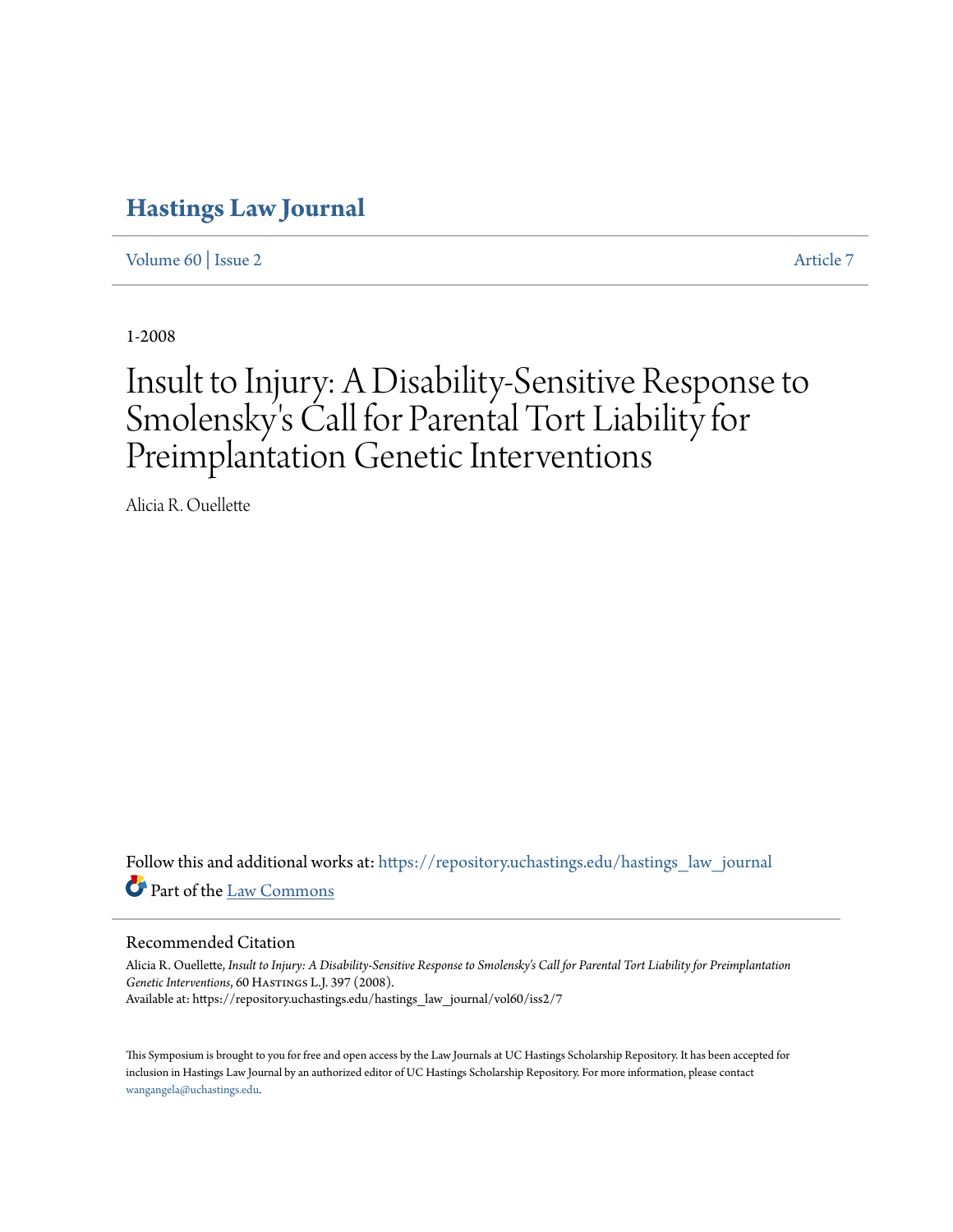# Hastings Law Journal

Volume 60 | Issue 2 Article 7

1-2008

# Insult to Injury: A Disability-Sensitive Response to Smolensky's Call for Parental Tort Liability for Preimplantation Genetic Interventions

Alicia R. Ouellette

Follow this and additional works at: https://repository.uchastings.edu/hastings_law_journal

Part of the Law Commons

## Recommended Citation

Alicia R. Ouellette, *Insult to Injury: A Disability-Sensitive Response to Smolensky's Call for Parental Tort Liability for Preimplantation Genetic Interventions*, 60 Hastings L.J. 397 (2008).
Available at: https://repository.uchastings.edu/hastings_law_journal/vol60/iss2/7

This Symposium is brought to you for free and open access by the Law Journals at UC Hastings Scholarship Repository. It has been accepted for inclusion in Hastings Law Journal by an authorized editor of UC Hastings Scholarship Repository. For more information, please contact wangangela@uchastings.edu.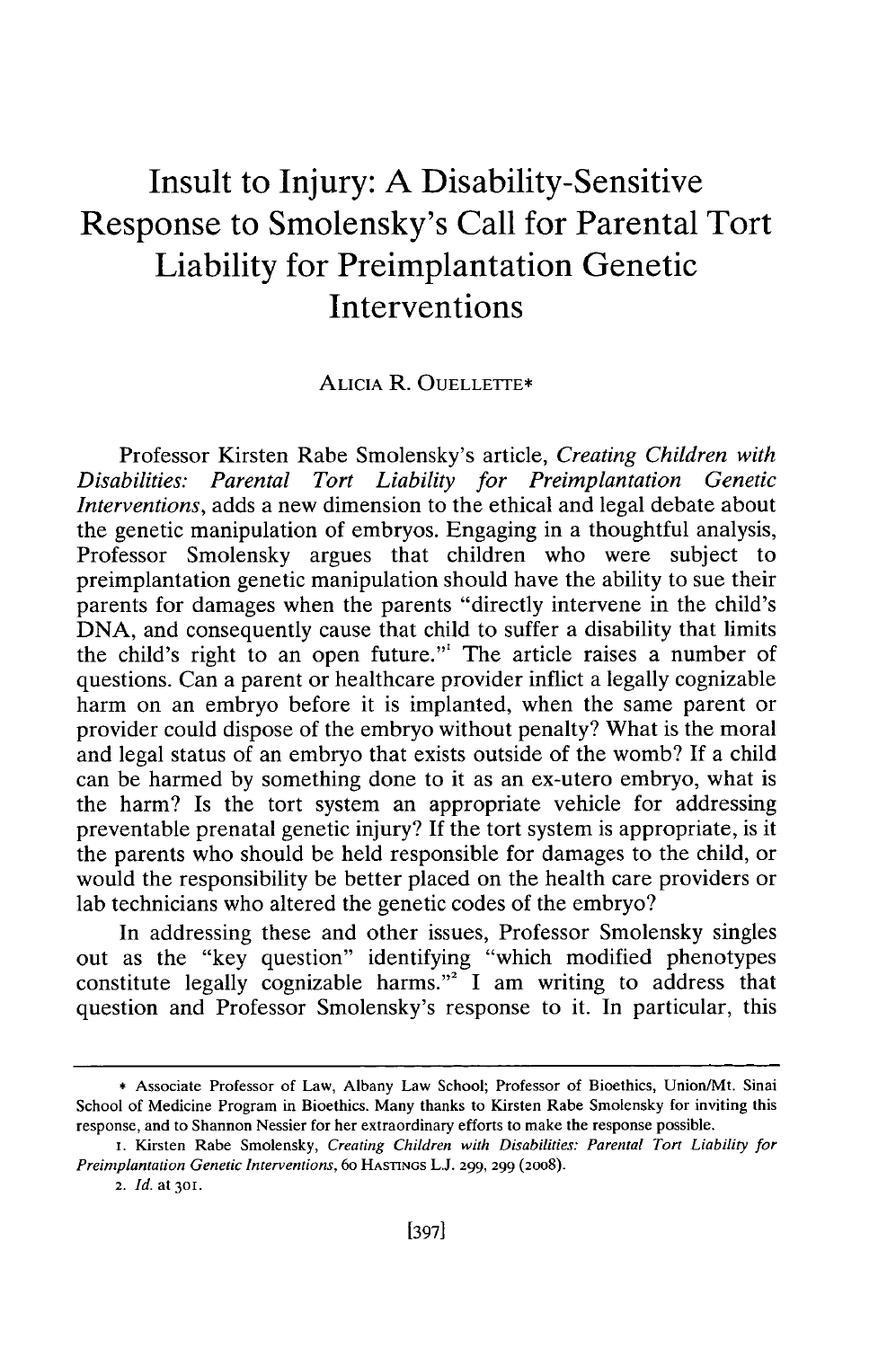# Insult to Injury: A Disability-Sensitive Response to Smolensky's Call for Parental Tort Liability for Preimplantation Genetic Interventions

ALICIA R. OUELLETTE*

Professor Kirsten Rabe Smolensky's article, *Creating Children with Disabilities: Parental Tort Liability for Preimplantation Genetic Interventions*, adds a new dimension to the ethical and legal debate about the genetic manipulation of embryos. Engaging in a thoughtful analysis, Professor Smolensky argues that children who were subject to preimplantation genetic manipulation should have the ability to sue their parents for damages when the parents "directly intervene in the child's DNA, and consequently cause that child to suffer a disability that limits the child's right to an open future."[1] The article raises a number of questions. Can a parent or healthcare provider inflict a legally cognizable harm on an embryo before it is implanted, when the same parent or provider could dispose of the embryo without penalty? What is the moral and legal status of an embryo that exists outside of the womb? If a child can be harmed by something done to it as an ex-utero embryo, what is the harm? Is the tort system an appropriate vehicle for addressing preventable prenatal genetic injury? If the tort system is appropriate, is it the parents who should be held responsible for damages to the child, or would the responsibility be better placed on the health care providers or lab technicians who altered the genetic codes of the embryo?

In addressing these and other issues, Professor Smolensky singles out as the "key question" identifying "which modified phenotypes constitute legally cognizable harms."[2] I am writing to address that question and Professor Smolensky's response to it. In particular, this

---

\* Associate Professor of Law, Albany Law School; Professor of Bioethics, Union/Mt. Sinai School of Medicine Program in Bioethics. Many thanks to Kirsten Rabe Smolensky for inviting this response, and to Shannon Nessier for her extraordinary efforts to make the response possible.

1. Kirsten Rabe Smolensky, *Creating Children with Disabilities: Parental Tort Liability for Preimplantation Genetic Interventions*, 60 HASTINGS L.J. 299, 299 (2008).

2. *Id.* at 301.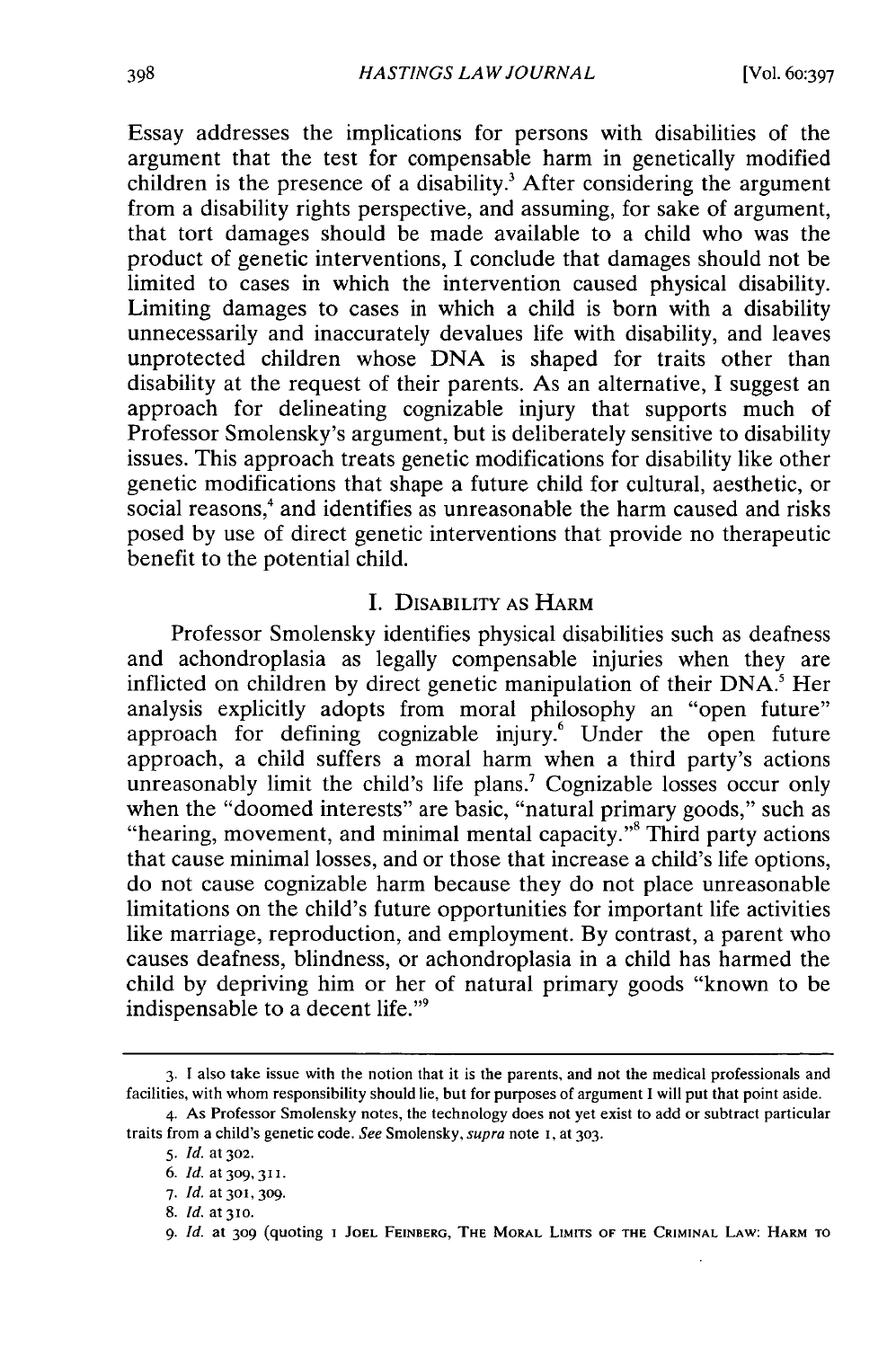Essay addresses the implications for persons with disabilities of the argument that the test for compensable harm in genetically modified children is the presence of a disability.[3] After considering the argument from a disability rights perspective, and assuming, for sake of argument, that tort damages should be made available to a child who was the product of genetic interventions, I conclude that damages should not be limited to cases in which the intervention caused physical disability. Limiting damages to cases in which a child is born with a disability unnecessarily and inaccurately devalues life with disability, and leaves unprotected children whose DNA is shaped for traits other than disability at the request of their parents. As an alternative, I suggest an approach for delineating cognizable injury that supports much of Professor Smolensky's argument, but is deliberately sensitive to disability issues. This approach treats genetic modifications for disability like other genetic modifications that shape a future child for cultural, aesthetic, or social reasons,[4] and identifies as unreasonable the harm caused and risks posed by use of direct genetic interventions that provide no therapeutic benefit to the potential child.

## I. Disability as Harm

Professor Smolensky identifies physical disabilities such as deafness and achondroplasia as legally compensable injuries when they are inflicted on children by direct genetic manipulation of their DNA.[5] Her analysis explicitly adopts from moral philosophy an "open future" approach for defining cognizable injury.[6] Under the open future approach, a child suffers a moral harm when a third party's actions unreasonably limit the child's life plans.[7] Cognizable losses occur only when the "doomed interests" are basic, "natural primary goods," such as "hearing, movement, and minimal mental capacity."[8] Third party actions that cause minimal losses, and or those that increase a child's life options, do not cause cognizable harm because they do not place unreasonable limitations on the child's future opportunities for important life activities like marriage, reproduction, and employment. By contrast, a parent who causes deafness, blindness, or achondroplasia in a child has harmed the child by depriving him or her of natural primary goods "known to be indispensable to a decent life."[9]

---

3. I also take issue with the notion that it is the parents, and not the medical professionals and facilities, with whom responsibility should lie, but for purposes of argument I will put that point aside.

4. As Professor Smolensky notes, the technology does not yet exist to add or subtract particular traits from a child's genetic code. *See* Smolensky, *supra* note 1, at 303.

5. *Id.* at 302.

6. *Id.* at 309, 311.

7. *Id.* at 301, 309.

8. *Id.* at 310.

9. *Id.* at 309 (quoting 1 Joel Feinberg, The Moral Limits of the Criminal Law: Harm to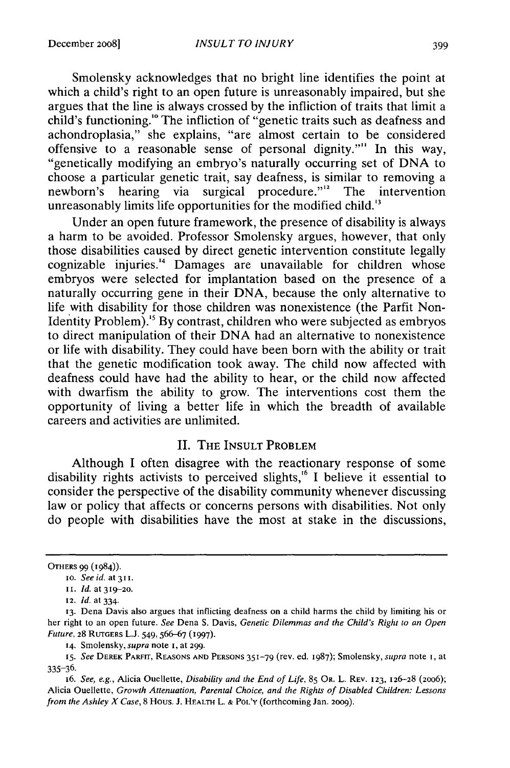Smolensky acknowledges that no bright line identifies the point at which a child's right to an open future is unreasonably impaired, but she argues that the line is always crossed by the infliction of traits that limit a child's functioning.[10] The infliction of "genetic traits such as deafness and achondroplasia," she explains, "are almost certain to be considered offensive to a reasonable sense of personal dignity."[11] In this way, "genetically modifying an embryo's naturally occurring set of DNA to choose a particular genetic trait, say deafness, is similar to removing a newborn's hearing via surgical procedure."[12] The intervention unreasonably limits life opportunities for the modified child.[13]

Under an open future framework, the presence of disability is always a harm to be avoided. Professor Smolensky argues, however, that only those disabilities caused by direct genetic intervention constitute legally cognizable injuries.[14] Damages are unavailable for children whose embryos were selected for implantation based on the presence of a naturally occurring gene in their DNA, because the only alternative to life with disability for those children was nonexistence (the Parfit Non-Identity Problem).[15] By contrast, children who were subjected as embryos to direct manipulation of their DNA had an alternative to nonexistence or life with disability. They could have been born with the ability or trait that the genetic modification took away. The child now affected with deafness could have had the ability to hear, or the child now affected with dwarfism the ability to grow. The interventions cost them the opportunity of living a better life in which the breadth of available careers and activities are unlimited.

## II. The Insult Problem

Although I often disagree with the reactionary response of some disability rights activists to perceived slights,[16] I believe it essential to consider the perspective of the disability community whenever discussing law or policy that affects or concerns persons with disabilities. Not only do people with disabilities have the most at stake in the discussions,

---

Others 99 (1984)).

10. *See id.* at 311.

11. *Id.* at 319–20.

12. *Id.* at 334.

13. Dena Davis also argues that inflicting deafness on a child harms the child by limiting his or her right to an open future. *See* Dena S. Davis, *Genetic Dilemmas and the Child's Right to an Open Future*, 28 Rutgers L.J. 549, 566–67 (1997).

14. Smolensky, *supra* note 1, at 299.

15. *See* Derek Parfit, Reasons and Persons 351–79 (rev. ed. 1987); Smolensky, *supra* note 1, at 335–36.

16. *See, e.g.*, Alicia Ouellette, *Disability and the End of Life*, 85 Or. L. Rev. 123, 126–28 (2006); Alicia Ouellette, *Growth Attenuation, Parental Choice, and the Rights of Disabled Children: Lessons from the Ashley X Case*, 8 Hous. J. Health L. & Pol'y (forthcoming Jan. 2009).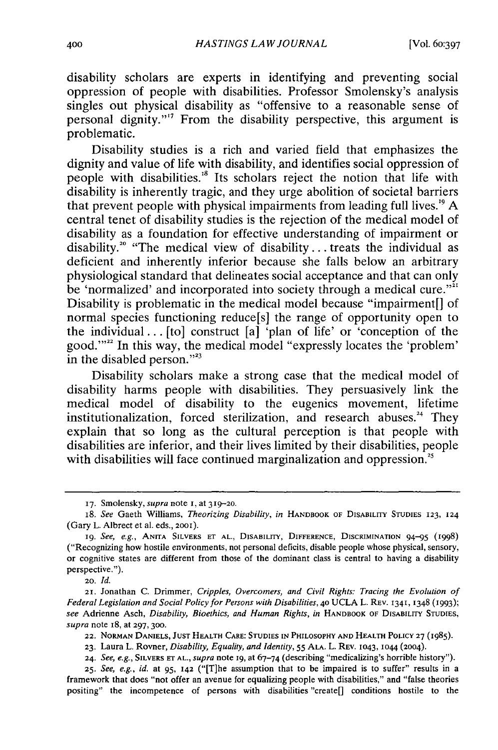disability scholars are experts in identifying and preventing social oppression of people with disabilities. Professor Smolensky's analysis singles out physical disability as "offensive to a reasonable sense of personal dignity."[17] From the disability perspective, this argument is problematic.

Disability studies is a rich and varied field that emphasizes the dignity and value of life with disability, and identifies social oppression of people with disabilities.[18] Its scholars reject the notion that life with disability is inherently tragic, and they urge abolition of societal barriers that prevent people with physical impairments from leading full lives.[19] A central tenet of disability studies is the rejection of the medical model of disability as a foundation for effective understanding of impairment or disability.[20] "The medical view of disability . . . treats the individual as deficient and inherently inferior because she falls below an arbitrary physiological standard that delineates social acceptance and that can only be 'normalized' and incorporated into society through a medical cure."[21] Disability is problematic in the medical model because "impairment[] of normal species functioning reduce[s] the range of opportunity open to the individual . . . [to] construct [a] 'plan of life' or 'conception of the good.'"[22] In this way, the medical model "expressly locates the 'problem' in the disabled person."[23]

Disability scholars make a strong case that the medical model of disability harms people with disabilities. They persuasively link the medical model of disability to the eugenics movement, lifetime institutionalization, forced sterilization, and research abuses.[24] They explain that so long as the cultural perception is that people with disabilities are inferior, and their lives limited by their disabilities, people with disabilities will face continued marginalization and oppression.[25]

---

17. Smolensky, *supra* note 1, at 319–20.

18. *See* Gaeth Williams, *Theorizing Disability*, *in* HANDBOOK OF DISABILITY STUDIES 123, 124 (Gary L. Albrect et al. eds., 2001).

19. *See, e.g.*, ANITA SILVERS ET AL., DISABILITY, DIFFERENCE, DISCRIMINATION 94–95 (1998) ("Recognizing how hostile environments, not personal deficits, disable people whose physical, sensory, or cognitive states are different from those of the dominant class is central to having a disability perspective.").

20. *Id.*

21. Jonathan C. Drimmer, *Cripples, Overcomers, and Civil Rights: Tracing the Evolution of Federal Legislation and Social Policy for Persons with Disabilities*, 40 UCLA L. REV. 1341, 1348 (1993); *see* Adrienne Asch, *Disability, Bioethics, and Human Rights*, *in* HANDBOOK OF DISABILITY STUDIES, *supra* note 18, at 297, 300.

22. NORMAN DANIELS, JUST HEALTH CARE: STUDIES IN PHILOSOPHY AND HEALTH POLICY 27 (1985).

23. Laura L. Rovner, *Disability, Equality, and Identity*, 55 ALA. L. REV. 1043, 1044 (2004).

24. *See, e.g.*, SILVERS ET AL., *supra* note 19, at 67–74 (describing "medicalizing's horrible history").

25. *See, e.g.*, *id.* at 95, 142 ("[T]he assumption that to be impaired is to suffer" results in a framework that does "not offer an avenue for equalizing people with disabilities," and "false theories positing" the incompetence of persons with disabilities "create[] conditions hostile to the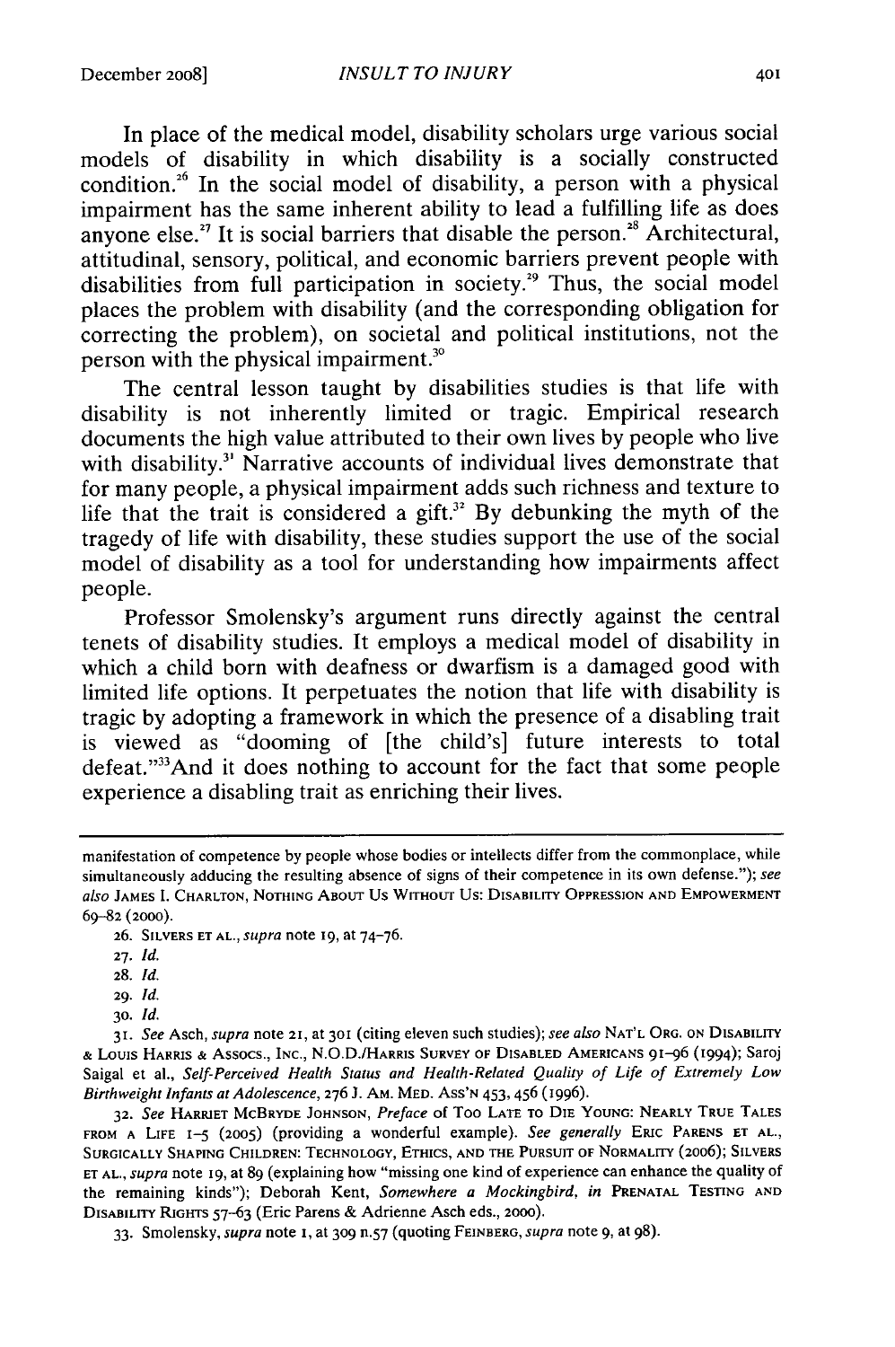In place of the medical model, disability scholars urge various social models of disability in which disability is a socially constructed condition.[26] In the social model of disability, a person with a physical impairment has the same inherent ability to lead a fulfilling life as does anyone else.[27] It is social barriers that disable the person.[28] Architectural, attitudinal, sensory, political, and economic barriers prevent people with disabilities from full participation in society.[29] Thus, the social model places the problem with disability (and the corresponding obligation for correcting the problem), on societal and political institutions, not the person with the physical impairment.[30]

The central lesson taught by disabilities studies is that life with disability is not inherently limited or tragic. Empirical research documents the high value attributed to their own lives by people who live with disability.[31] Narrative accounts of individual lives demonstrate that for many people, a physical impairment adds such richness and texture to life that the trait is considered a gift.[32] By debunking the myth of the tragedy of life with disability, these studies support the use of the social model of disability as a tool for understanding how impairments affect people.

Professor Smolensky's argument runs directly against the central tenets of disability studies. It employs a medical model of disability in which a child born with deafness or dwarfism is a damaged good with limited life options. It perpetuates the notion that life with disability is tragic by adopting a framework in which the presence of a disabling trait is viewed as "dooming of [the child's] future interests to total defeat."[33] And it does nothing to account for the fact that some people experience a disabling trait as enriching their lives.

---

manifestation of competence by people whose bodies or intellects differ from the commonplace, while simultaneously adducing the resulting absence of signs of their competence in its own defense."); *see also* JAMES I. CHARLTON, NOTHING ABOUT US WITHOUT US: DISABILITY OPPRESSION AND EMPOWERMENT 69–82 (2000).

26. SILVERS ET AL., *supra* note 19, at 74–76.

27. *Id.*

28. *Id.*

29. *Id.*

30. *Id.*

31. *See* Asch, *supra* note 21, at 301 (citing eleven such studies); *see also* NAT'L ORG. ON DISABILITY & LOUIS HARRIS & ASSOCS., INC., N.O.D./HARRIS SURVEY OF DISABLED AMERICANS 91–96 (1994); Saroj Saigal et al., *Self-Perceived Health Status and Health-Related Quality of Life of Extremely Low Birthweight Infants at Adolescence*, 276 J. AM. MED. ASS'N 453, 456 (1996).

32. *See* HARRIET MCBRYDE JOHNSON, *Preface* of TOO LATE TO DIE YOUNG: NEARLY TRUE TALES FROM A LIFE 1–5 (2005) (providing a wonderful example). *See generally* ERIC PARENS ET AL., SURGICALLY SHAPING CHILDREN: TECHNOLOGY, ETHICS, AND THE PURSUIT OF NORMALITY (2006); SILVERS ET AL., *supra* note 19, at 89 (explaining how "missing one kind of experience can enhance the quality of the remaining kinds"); Deborah Kent, *Somewhere a Mockingbird*, *in* PRENATAL TESTING AND DISABILITY RIGHTS 57–63 (Eric Parens & Adrienne Asch eds., 2000).

33. Smolensky, *supra* note 1, at 309 n.57 (quoting FEINBERG, *supra* note 9, at 98).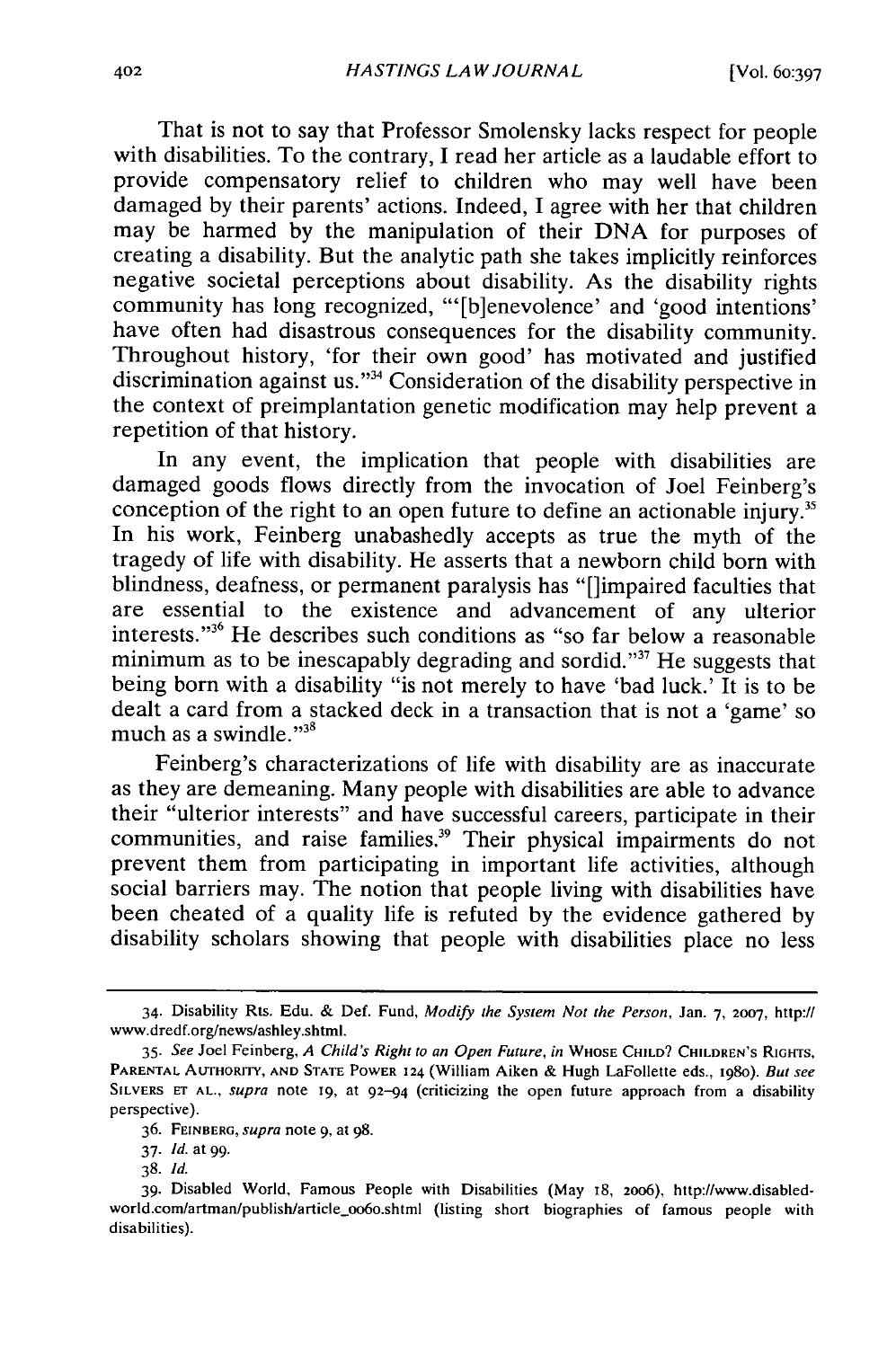That is not to say that Professor Smolensky lacks respect for people with disabilities. To the contrary, I read her article as a laudable effort to provide compensatory relief to children who may well have been damaged by their parents' actions. Indeed, I agree with her that children may be harmed by the manipulation of their DNA for purposes of creating a disability. But the analytic path she takes implicitly reinforces negative societal perceptions about disability. As the disability rights community has long recognized, "'[b]enevolence' and 'good intentions' have often had disastrous consequences for the disability community. Throughout history, 'for their own good' has motivated and justified discrimination against us."[34] Consideration of the disability perspective in the context of preimplantation genetic modification may help prevent a repetition of that history.

In any event, the implication that people with disabilities are damaged goods flows directly from the invocation of Joel Feinberg's conception of the right to an open future to define an actionable injury.[35] In his work, Feinberg unabashedly accepts as true the myth of the tragedy of life with disability. He asserts that a newborn child born with blindness, deafness, or permanent paralysis has "[]impaired faculties that are essential to the existence and advancement of any ulterior interests."[36] He describes such conditions as "so far below a reasonable minimum as to be inescapably degrading and sordid."[37] He suggests that being born with a disability "is not merely to have 'bad luck.' It is to be dealt a card from a stacked deck in a transaction that is not a 'game' so much as a swindle."[38]

Feinberg's characterizations of life with disability are as inaccurate as they are demeaning. Many people with disabilities are able to advance their "ulterior interests" and have successful careers, participate in their communities, and raise families.[39] Their physical impairments do not prevent them from participating in important life activities, although social barriers may. The notion that people living with disabilities have been cheated of a quality life is refuted by the evidence gathered by disability scholars showing that people with disabilities place no less

---

34. Disability Rts. Edu. & Def. Fund, *Modify the System Not the Person*, Jan. 7, 2007, http://www.dredf.org/news/ashley.shtml.

35. *See* Joel Feinberg, *A Child's Right to an Open Future*, *in* WHOSE CHILD? CHILDREN'S RIGHTS, PARENTAL AUTHORITY, AND STATE POWER 124 (William Aiken & Hugh LaFollette eds., 1980). *But see* SILVERS ET AL., *supra* note 19, at 92–94 (criticizing the open future approach from a disability perspective).

36. FEINBERG, *supra* note 9, at 98.

37. *Id.* at 99.

38. *Id.*

39. Disabled World, Famous People with Disabilities (May 18, 2006), http://www.disabled-world.com/artman/publish/article_0060.shtml (listing short biographies of famous people with disabilities).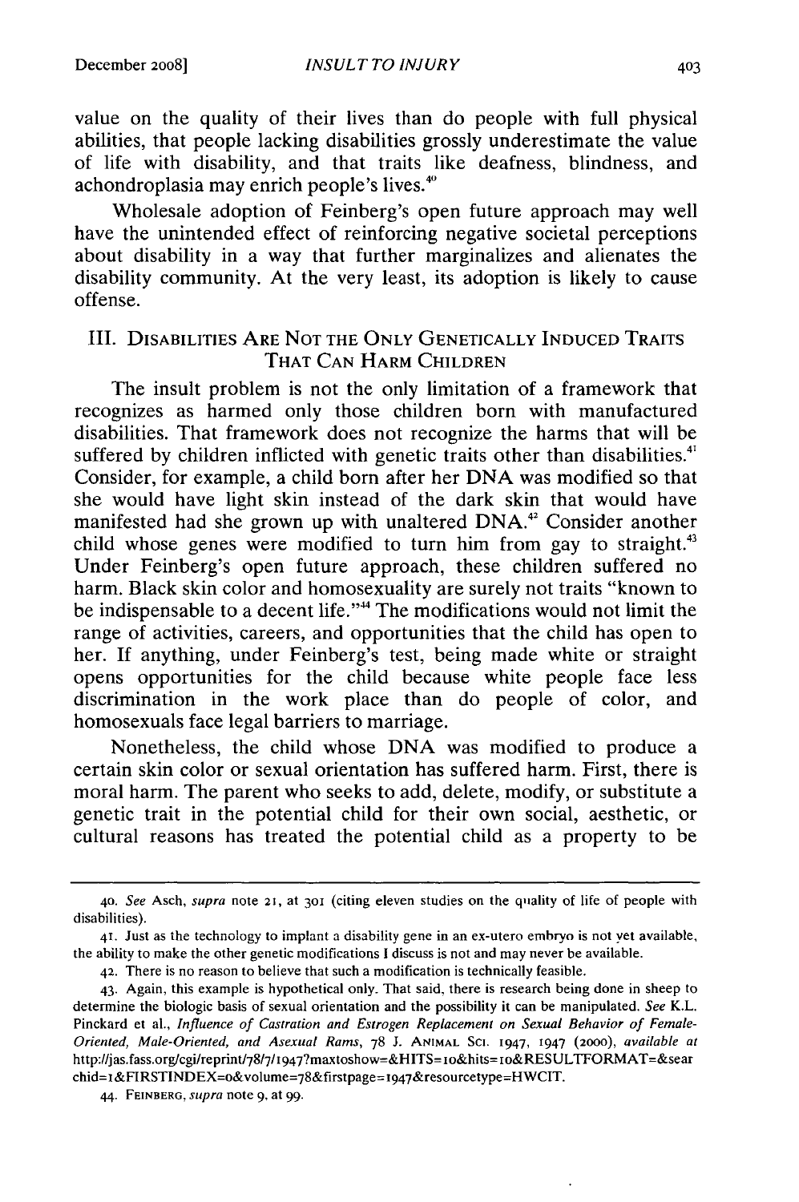value on the quality of their lives than do people with full physical abilities, that people lacking disabilities grossly underestimate the value of life with disability, and that traits like deafness, blindness, and achondroplasia may enrich people's lives.[40]

Wholesale adoption of Feinberg's open future approach may well have the unintended effect of reinforcing negative societal perceptions about disability in a way that further marginalizes and alienates the disability community. At the very least, its adoption is likely to cause offense.

## III. Disabilities Are Not the Only Genetically Induced Traits That Can Harm Children

The insult problem is not the only limitation of a framework that recognizes as harmed only those children born with manufactured disabilities. That framework does not recognize the harms that will be suffered by children inflicted with genetic traits other than disabilities.[41] Consider, for example, a child born after her DNA was modified so that she would have light skin instead of the dark skin that would have manifested had she grown up with unaltered DNA.[42] Consider another child whose genes were modified to turn him from gay to straight.[43] Under Feinberg's open future approach, these children suffered no harm. Black skin color and homosexuality are surely not traits "known to be indispensable to a decent life."[44] The modifications would not limit the range of activities, careers, and opportunities that the child has open to her. If anything, under Feinberg's test, being made white or straight opens opportunities for the child because white people face less discrimination in the work place than do people of color, and homosexuals face legal barriers to marriage.

Nonetheless, the child whose DNA was modified to produce a certain skin color or sexual orientation has suffered harm. First, there is moral harm. The parent who seeks to add, delete, modify, or substitute a genetic trait in the potential child for their own social, aesthetic, or cultural reasons has treated the potential child as a property to be

---

40. *See* Asch, *supra* note 21, at 301 (citing eleven studies on the quality of life of people with disabilities).

41. Just as the technology to implant a disability gene in an ex-utero embryo is not yet available, the ability to make the other genetic modifications I discuss is not and may never be available.

42. There is no reason to believe that such a modification is technically feasible.

43. Again, this example is hypothetical only. That said, there is research being done in sheep to determine the biologic basis of sexual orientation and the possibility it can be manipulated. *See* K.L. Pinckard et al., *Influence of Castration and Estrogen Replacement on Sexual Behavior of Female-Oriented, Male-Oriented, and Asexual Rams*, 78 J. Animal Sci. 1947, 1947 (2000), *available at* http://jas.fass.org/cgi/reprint/78/7/1947?maxtoshow=&HITS=10&hits=10&RESULTFORMAT=&searchid=1&FIRSTINDEX=0&volume=78&firstpage=1947&resourcetype=HWCIT.

44. Feinberg, *supra* note 9, at 99.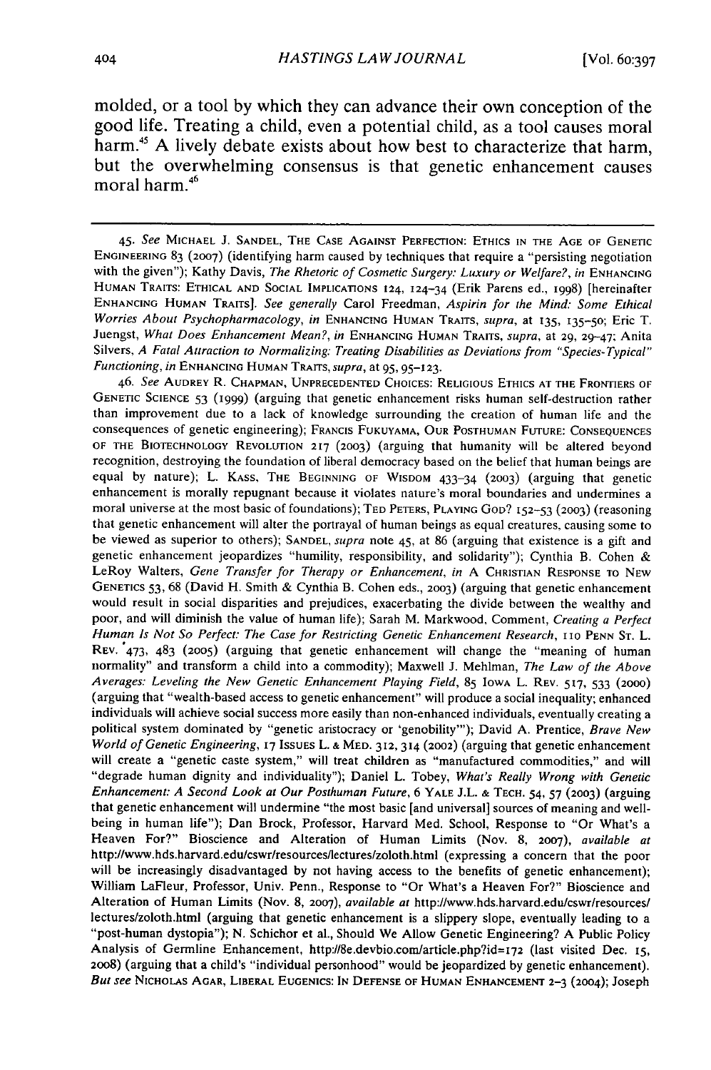molded, or a tool by which they can advance their own conception of the good life. Treating a child, even a potential child, as a tool causes moral harm.[45] A lively debate exists about how best to characterize that harm, but the overwhelming consensus is that genetic enhancement causes moral harm.[46]

---

45. *See* MICHAEL J. SANDEL, THE CASE AGAINST PERFECTION: ETHICS IN THE AGE OF GENETIC ENGINEERING 83 (2007) (identifying harm caused by techniques that require a "persisting negotiation with the given"); Kathy Davis, *The Rhetoric of Cosmetic Surgery: Luxury or Welfare?*, *in* ENHANCING HUMAN TRAITS: ETHICAL AND SOCIAL IMPLICATIONS 124, 124–34 (Erik Parens ed., 1998) [hereinafter ENHANCING HUMAN TRAITS]. *See generally* Carol Freedman, *Aspirin for the Mind: Some Ethical Worries About Psychopharmacology*, *in* ENHANCING HUMAN TRAITS, *supra*, at 135, 135–50; Eric T. Juengst, *What Does Enhancement Mean?*, *in* ENHANCING HUMAN TRAITS, *supra*, at 29, 29–47; Anita Silvers, *A Fatal Attraction to Normalizing: Treating Disabilities as Deviations from "Species-Typical" Functioning*, *in* ENHANCING HUMAN TRAITS, *supra*, at 95, 95–123.

46. *See* AUDREY R. CHAPMAN, UNPRECEDENTED CHOICES: RELIGIOUS ETHICS AT THE FRONTIERS OF GENETIC SCIENCE 53 (1999) (arguing that genetic enhancement risks human self-destruction rather than improvement due to a lack of knowledge surrounding the creation of human life and the consequences of genetic engineering); FRANCIS FUKUYAMA, OUR POSTHUMAN FUTURE: CONSEQUENCES OF THE BIOTECHNOLOGY REVOLUTION 217 (2003) (arguing that humanity will be altered beyond recognition, destroying the foundation of liberal democracy based on the belief that human beings are equal by nature); L. KASS, THE BEGINNING OF WISDOM 433–34 (2003) (arguing that genetic enhancement is morally repugnant because it violates nature's moral boundaries and undermines a moral universe at the most basic of foundations); TED PETERS, PLAYING GOD? 152–53 (2003) (reasoning that genetic enhancement will alter the portrayal of human beings as equal creatures, causing some to be viewed as superior to others); SANDEL, *supra* note 45, at 86 (arguing that existence is a gift and genetic enhancement jeopardizes "humility, responsibility, and solidarity"); Cynthia B. Cohen & LeRoy Walters, *Gene Transfer for Therapy or Enhancement*, *in* A CHRISTIAN RESPONSE TO NEW GENETICS 53, 68 (David H. Smith & Cynthia B. Cohen eds., 2003) (arguing that genetic enhancement would result in social disparities and prejudices, exacerbating the divide between the wealthy and poor, and will diminish the value of human life); Sarah M. Markwood, Comment, *Creating a Perfect Human Is Not So Perfect: The Case for Restricting Genetic Enhancement Research*, 110 PENN ST. L. REV. 473, 483 (2005) (arguing that genetic enhancement will change the "meaning of human normality" and transform a child into a commodity); Maxwell J. Mehlman, *The Law of the Above Averages: Leveling the New Genetic Enhancement Playing Field*, 85 IOWA L. REV. 517, 533 (2000) (arguing that "wealth-based access to genetic enhancement" will produce a social inequality; enhanced individuals will achieve social success more easily than non-enhanced individuals, eventually creating a political system dominated by "genetic aristocracy or 'genobility'"); David A. Prentice, *Brave New World of Genetic Engineering*, 17 ISSUES L. & MED. 312, 314 (2002) (arguing that genetic enhancement will create a "genetic caste system," will treat children as "manufactured commodities," and will "degrade human dignity and individuality"); Daniel L. Tobey, *What's Really Wrong with Genetic Enhancement: A Second Look at Our Posthuman Future*, 6 YALE J.L. & TECH. 54, 57 (2003) (arguing that genetic enhancement will undermine "the most basic [and universal] sources of meaning and well-being in human life"); Dan Brock, Professor, Harvard Med. School, Response to "Or What's a Heaven For?" Bioscience and Alteration of Human Limits (Nov. 8, 2007), *available at* http://www.hds.harvard.edu/cswr/resources/lectures/zoloth.html (expressing a concern that the poor will be increasingly disadvantaged by not having access to the benefits of genetic enhancement); William LaFleur, Professor, Univ. Penn., Response to "Or What's a Heaven For?" Bioscience and Alteration of Human Limits (Nov. 8, 2007), *available at* http://www.hds.harvard.edu/cswr/resources/lectures/zoloth.html (arguing that genetic enhancement is a slippery slope, eventually leading to a "post-human dystopia"); N. Schichor et al., Should We Allow Genetic Engineering? A Public Policy Analysis of Germline Enhancement, http://8e.devbio.com/article.php?id=172 (last visited Dec. 15, 2008) (arguing that a child's "individual personhood" would be jeopardized by genetic enhancement). *But see* NICHOLAS AGAR, LIBERAL EUGENICS: IN DEFENSE OF HUMAN ENHANCEMENT 2–3 (2004); Joseph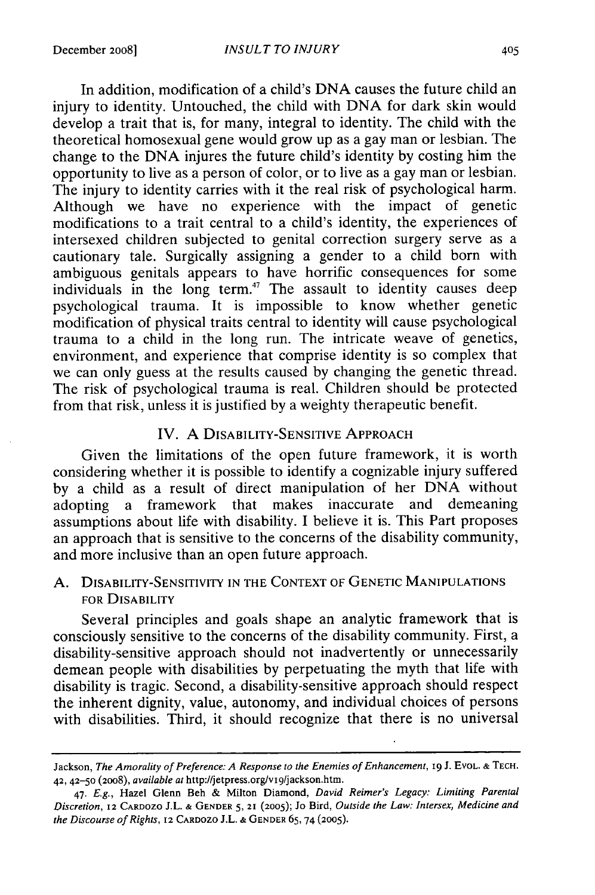In addition, modification of a child's DNA causes the future child an injury to identity. Untouched, the child with DNA for dark skin would develop a trait that is, for many, integral to identity. The child with the theoretical homosexual gene would grow up as a gay man or lesbian. The change to the DNA injures the future child's identity by costing him the opportunity to live as a person of color, or to live as a gay man or lesbian. The injury to identity carries with it the real risk of psychological harm. Although we have no experience with the impact of genetic modifications to a trait central to a child's identity, the experiences of intersexed children subjected to genital correction surgery serve as a cautionary tale. Surgically assigning a gender to a child born with ambiguous genitals appears to have horrific consequences for some individuals in the long term.[47] The assault to identity causes deep psychological trauma. It is impossible to know whether genetic modification of physical traits central to identity will cause psychological trauma to a child in the long run. The intricate weave of genetics, environment, and experience that comprise identity is so complex that we can only guess at the results caused by changing the genetic thread. The risk of psychological trauma is real. Children should be protected from that risk, unless it is justified by a weighty therapeutic benefit.

## IV. A Disability-Sensitive Approach

Given the limitations of the open future framework, it is worth considering whether it is possible to identify a cognizable injury suffered by a child as a result of direct manipulation of her DNA without adopting a framework that makes inaccurate and demeaning assumptions about life with disability. I believe it is. This Part proposes an approach that is sensitive to the concerns of the disability community, and more inclusive than an open future approach.

### A. Disability-Sensitivity in the Context of Genetic Manipulations for Disability

Several principles and goals shape an analytic framework that is consciously sensitive to the concerns of the disability community. First, a disability-sensitive approach should not inadvertently or unnecessarily demean people with disabilities by perpetuating the myth that life with disability is tragic. Second, a disability-sensitive approach should respect the inherent dignity, value, autonomy, and individual choices of persons with disabilities. Third, it should recognize that there is no universal

---

Jackson, *The Amorality of Preference: A Response to the Enemies of Enhancement*, 19 J. Evol. & Tech. 42, 42–50 (2008), *available at* http://jetpress.org/v19/jackson.htm.

47. *E.g.*, Hazel Glenn Beh & Milton Diamond, *David Reimer's Legacy: Limiting Parental Discretion*, 12 Cardozo J.L. & Gender 5, 21 (2005); Jo Bird, *Outside the Law: Intersex, Medicine and the Discourse of Rights*, 12 Cardozo J.L. & Gender 65, 74 (2005).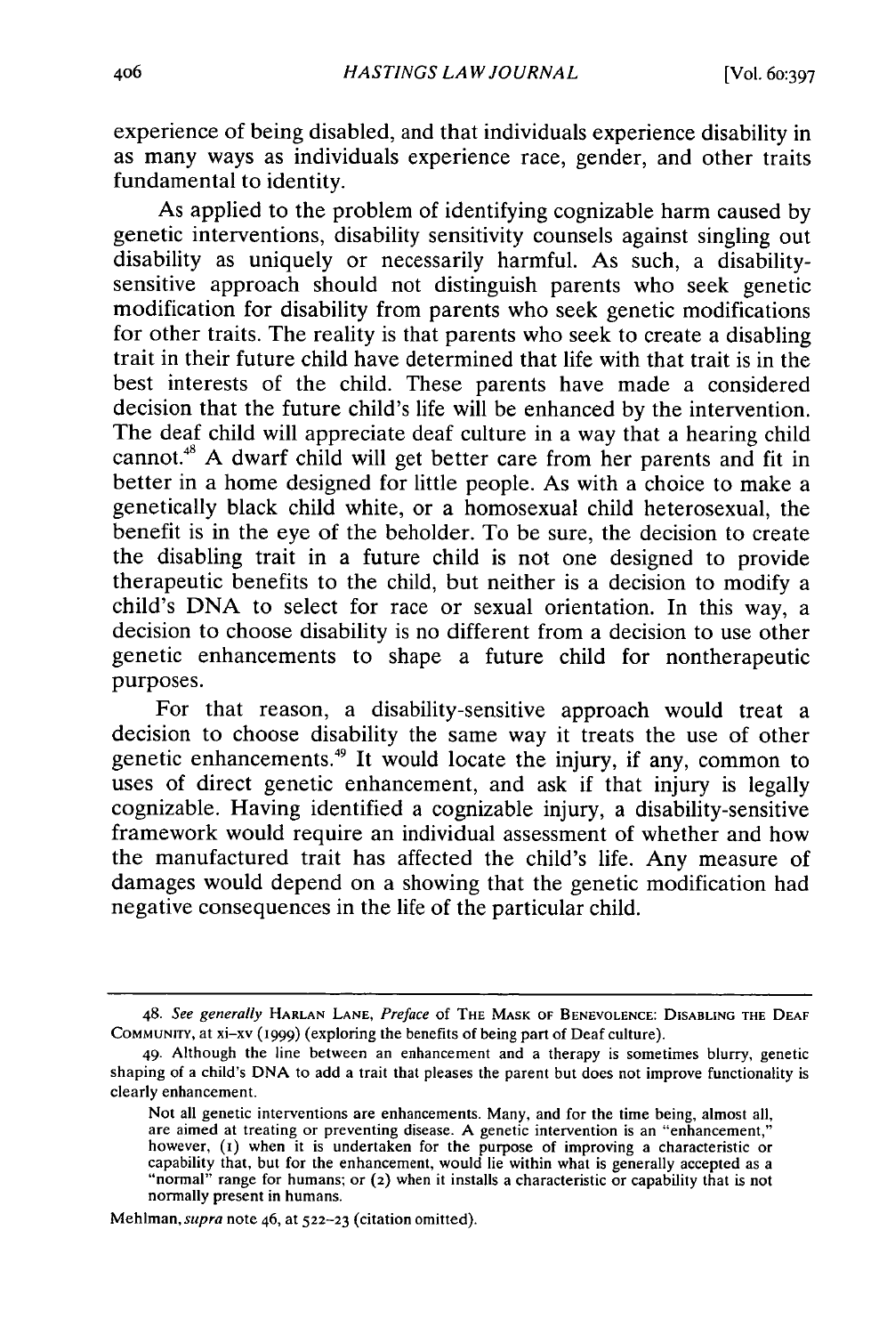experience of being disabled, and that individuals experience disability in as many ways as individuals experience race, gender, and other traits fundamental to identity.

As applied to the problem of identifying cognizable harm caused by genetic interventions, disability sensitivity counsels against singling out disability as uniquely or necessarily harmful. As such, a disability-sensitive approach should not distinguish parents who seek genetic modification for disability from parents who seek genetic modifications for other traits. The reality is that parents who seek to create a disabling trait in their future child have determined that life with that trait is in the best interests of the child. These parents have made a considered decision that the future child's life will be enhanced by the intervention. The deaf child will appreciate deaf culture in a way that a hearing child cannot.[48] A dwarf child will get better care from her parents and fit in better in a home designed for little people. As with a choice to make a genetically black child white, or a homosexual child heterosexual, the benefit is in the eye of the beholder. To be sure, the decision to create the disabling trait in a future child is not one designed to provide therapeutic benefits to the child, but neither is a decision to modify a child's DNA to select for race or sexual orientation. In this way, a decision to choose disability is no different from a decision to use other genetic enhancements to shape a future child for nontherapeutic purposes.

For that reason, a disability-sensitive approach would treat a decision to choose disability the same way it treats the use of other genetic enhancements.[49] It would locate the injury, if any, common to uses of direct genetic enhancement, and ask if that injury is legally cognizable. Having identified a cognizable injury, a disability-sensitive framework would require an individual assessment of whether and how the manufactured trait has affected the child's life. Any measure of damages would depend on a showing that the genetic modification had negative consequences in the life of the particular child.

---

48. *See generally* HARLAN LANE, *Preface* of THE MASK OF BENEVOLENCE: DISABLING THE DEAF COMMUNITY, at xi–xv (1999) (exploring the benefits of being part of Deaf culture).

49. Although the line between an enhancement and a therapy is sometimes blurry, genetic shaping of a child's DNA to add a trait that pleases the parent but does not improve functionality is clearly enhancement.

> Not all genetic interventions are enhancements. Many, and for the time being, almost all, are aimed at treating or preventing disease. A genetic intervention is an "enhancement," however, (1) when it is undertaken for the purpose of improving a characteristic or capability that, but for the enhancement, would lie within what is generally accepted as a "normal" range for humans; or (2) when it installs a characteristic or capability that is not normally present in humans.

Mehlman, *supra* note 46, at 522–23 (citation omitted).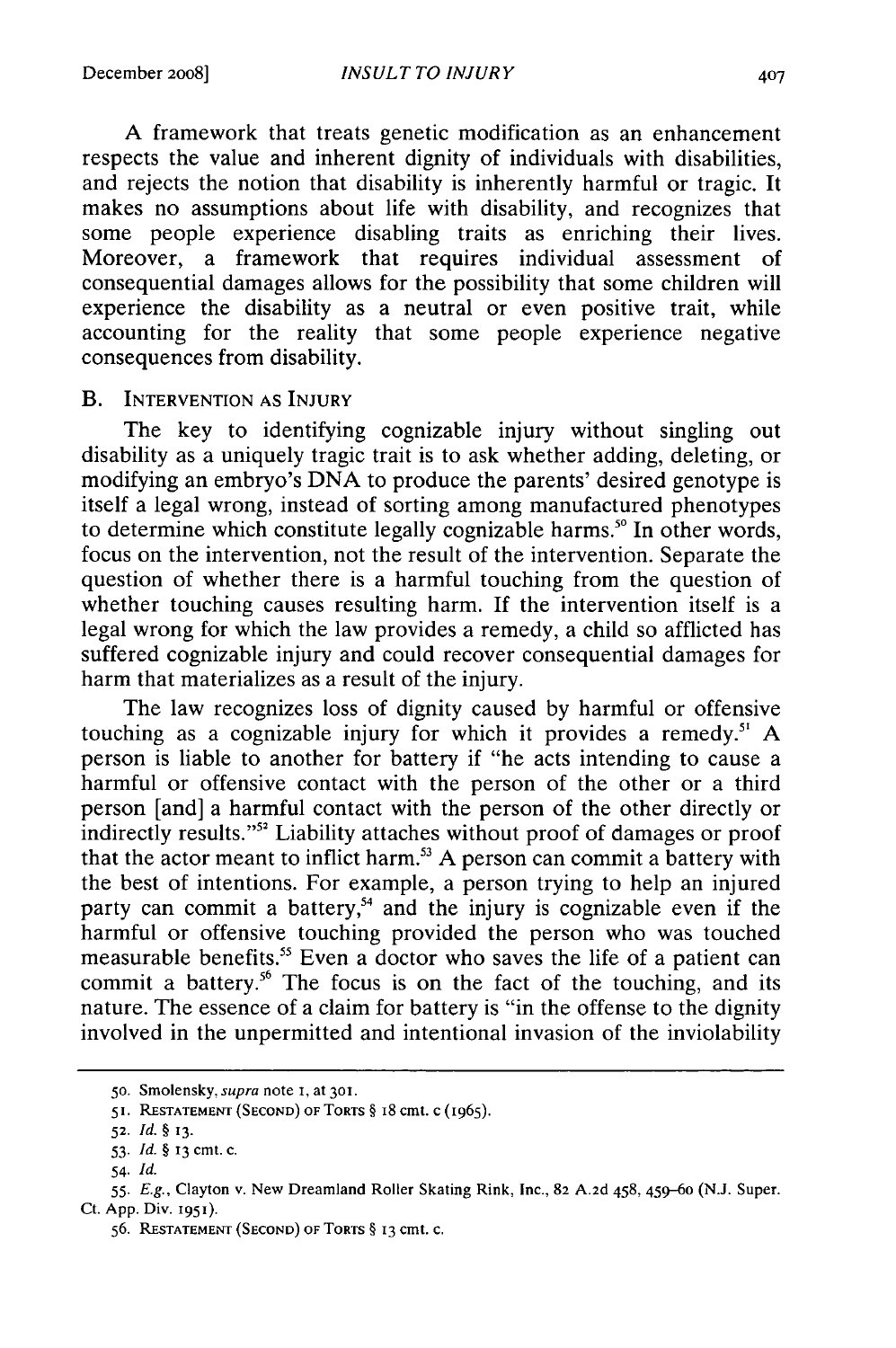A framework that treats genetic modification as an enhancement respects the value and inherent dignity of individuals with disabilities, and rejects the notion that disability is inherently harmful or tragic. It makes no assumptions about life with disability, and recognizes that some people experience disabling traits as enriching their lives. Moreover, a framework that requires individual assessment of consequential damages allows for the possibility that some children will experience the disability as a neutral or even positive trait, while accounting for the reality that some people experience negative consequences from disability.

## B. INTERVENTION AS INJURY

The key to identifying cognizable injury without singling out disability as a uniquely tragic trait is to ask whether adding, deleting, or modifying an embryo's DNA to produce the parents' desired genotype is itself a legal wrong, instead of sorting among manufactured phenotypes to determine which constitute legally cognizable harms.[50] In other words, focus on the intervention, not the result of the intervention. Separate the question of whether there is a harmful touching from the question of whether touching causes resulting harm. If the intervention itself is a legal wrong for which the law provides a remedy, a child so afflicted has suffered cognizable injury and could recover consequential damages for harm that materializes as a result of the injury.

The law recognizes loss of dignity caused by harmful or offensive touching as a cognizable injury for which it provides a remedy.[51] A person is liable to another for battery if "he acts intending to cause a harmful or offensive contact with the person of the other or a third person [and] a harmful contact with the person of the other directly or indirectly results."[52] Liability attaches without proof of damages or proof that the actor meant to inflict harm.[53] A person can commit a battery with the best of intentions. For example, a person trying to help an injured party can commit a battery,[54] and the injury is cognizable even if the harmful or offensive touching provided the person who was touched measurable benefits.[55] Even a doctor who saves the life of a patient can commit a battery.[56] The focus is on the fact of the touching, and its nature. The essence of a claim for battery is "in the offense to the dignity involved in the unpermitted and intentional invasion of the inviolability

---

50. Smolensky, *supra* note 1, at 301.

51. RESTATEMENT (SECOND) OF TORTS § 18 cmt. c (1965).

52. *Id.* § 13.

53. *Id.* § 13 cmt. c.

54. *Id.*

55. *E.g.*, Clayton v. New Dreamland Roller Skating Rink, Inc., 82 A.2d 458, 459–60 (N.J. Super. Ct. App. Div. 1951).

56. RESTATEMENT (SECOND) OF TORTS § 13 cmt. c.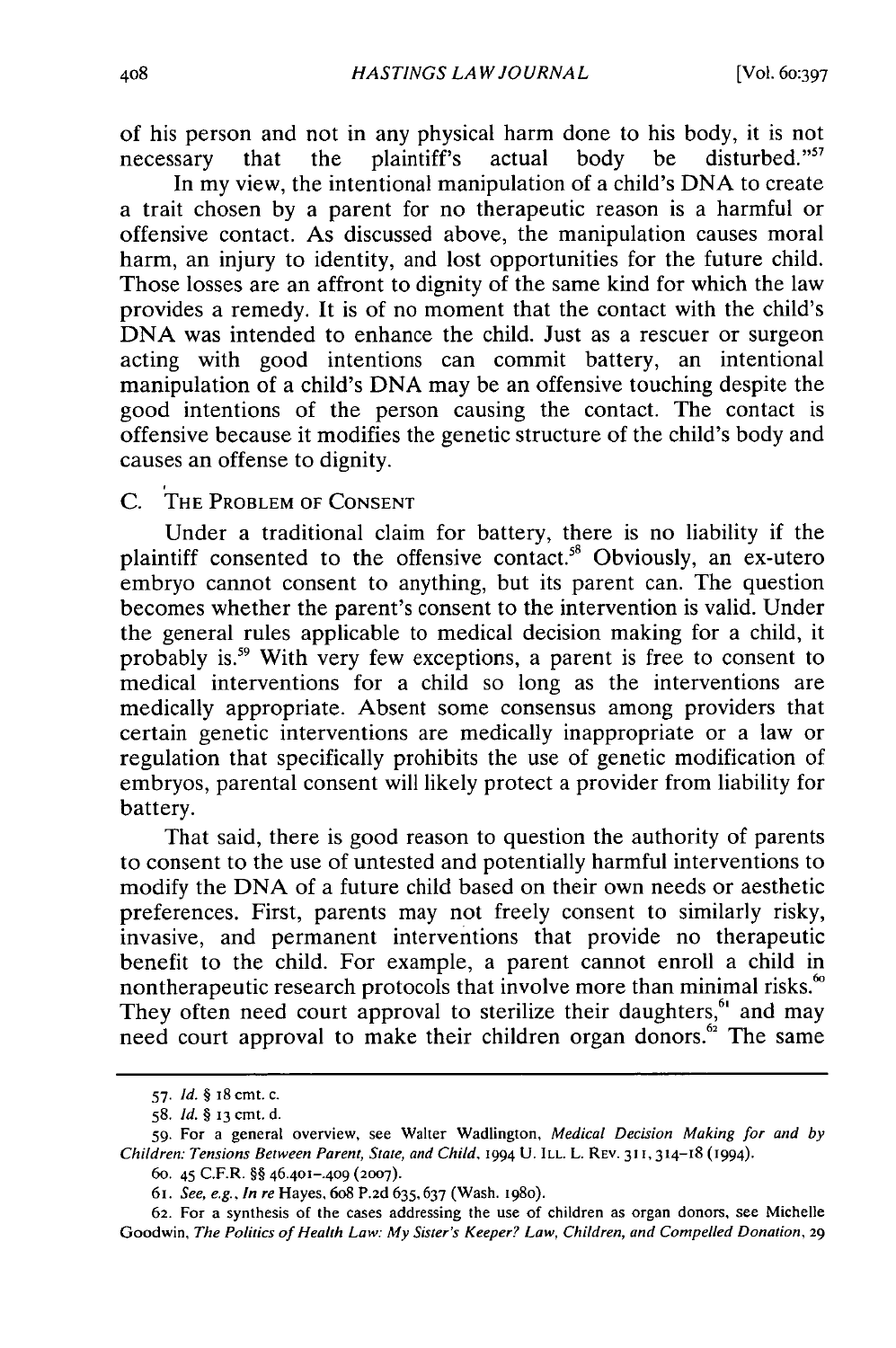of his person and not in any physical harm done to his body, it is not necessary that the plaintiff's actual body be disturbed."[57]

In my view, the intentional manipulation of a child's DNA to create a trait chosen by a parent for no therapeutic reason is a harmful or offensive contact. As discussed above, the manipulation causes moral harm, an injury to identity, and lost opportunities for the future child. Those losses are an affront to dignity of the same kind for which the law provides a remedy. It is of no moment that the contact with the child's DNA was intended to enhance the child. Just as a rescuer or surgeon acting with good intentions can commit battery, an intentional manipulation of a child's DNA may be an offensive touching despite the good intentions of the person causing the contact. The contact is offensive because it modifies the genetic structure of the child's body and causes an offense to dignity.

### C. The Problem of Consent

Under a traditional claim for battery, there is no liability if the plaintiff consented to the offensive contact.[58] Obviously, an ex-utero embryo cannot consent to anything, but its parent can. The question becomes whether the parent's consent to the intervention is valid. Under the general rules applicable to medical decision making for a child, it probably is.[59] With very few exceptions, a parent is free to consent to medical interventions for a child so long as the interventions are medically appropriate. Absent some consensus among providers that certain genetic interventions are medically inappropriate or a law or regulation that specifically prohibits the use of genetic modification of embryos, parental consent will likely protect a provider from liability for battery.

That said, there is good reason to question the authority of parents to consent to the use of untested and potentially harmful interventions to modify the DNA of a future child based on their own needs or aesthetic preferences. First, parents may not freely consent to similarly risky, invasive, and permanent interventions that provide no therapeutic benefit to the child. For example, a parent cannot enroll a child in nontherapeutic research protocols that involve more than minimal risks.[60] They often need court approval to sterilize their daughters,[61] and may need court approval to make their children organ donors.[62] The same

---

57. *Id.* § 18 cmt. c.

58. *Id.* § 13 cmt. d.

59. For a general overview, see Walter Wadlington, *Medical Decision Making for and by Children: Tensions Between Parent, State, and Child*, 1994 U. ILL. L. REV. 311, 314–18 (1994).

60. 45 C.F.R. §§ 46.401–.409 (2007).

61. *See, e.g.*, *In re* Hayes, 608 P.2d 635, 637 (Wash. 1980).

62. For a synthesis of the cases addressing the use of children as organ donors, see Michelle Goodwin, *The Politics of Health Law: My Sister's Keeper? Law, Children, and Compelled Donation*, 29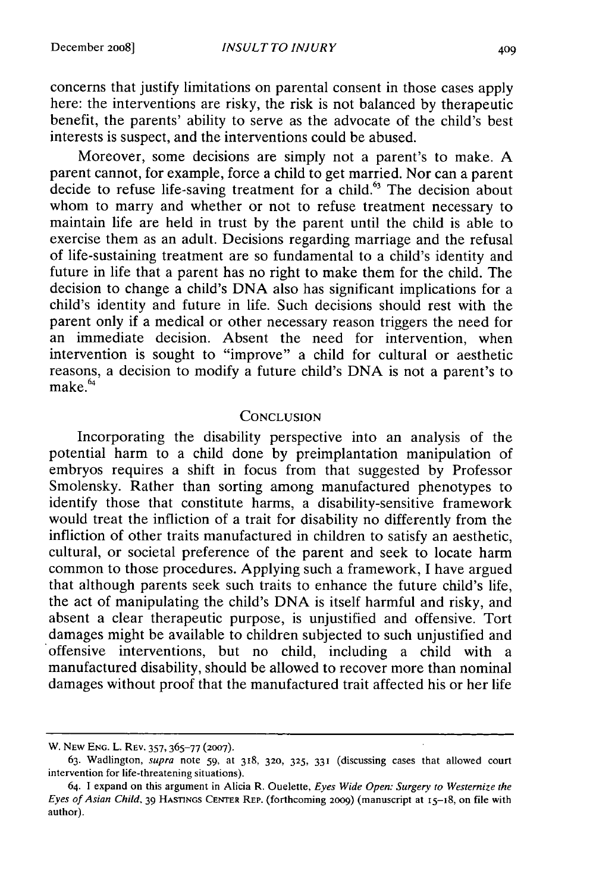concerns that justify limitations on parental consent in those cases apply here: the interventions are risky, the risk is not balanced by therapeutic benefit, the parents' ability to serve as the advocate of the child's best interests is suspect, and the interventions could be abused.

Moreover, some decisions are simply not a parent's to make. A parent cannot, for example, force a child to get married. Nor can a parent decide to refuse life-saving treatment for a child.[63] The decision about whom to marry and whether or not to refuse treatment necessary to maintain life are held in trust by the parent until the child is able to exercise them as an adult. Decisions regarding marriage and the refusal of life-sustaining treatment are so fundamental to a child's identity and future in life that a parent has no right to make them for the child. The decision to change a child's DNA also has significant implications for a child's identity and future in life. Such decisions should rest with the parent only if a medical or other necessary reason triggers the need for an immediate decision. Absent the need for intervention, when intervention is sought to "improve" a child for cultural or aesthetic reasons, a decision to modify a future child's DNA is not a parent's to make.[64]

## CONCLUSION

Incorporating the disability perspective into an analysis of the potential harm to a child done by preimplantation manipulation of embryos requires a shift in focus from that suggested by Professor Smolensky. Rather than sorting among manufactured phenotypes to identify those that constitute harms, a disability-sensitive framework would treat the infliction of a trait for disability no differently from the infliction of other traits manufactured in children to satisfy an aesthetic, cultural, or societal preference of the parent and seek to locate harm common to those procedures. Applying such a framework, I have argued that although parents seek such traits to enhance the future child's life, the act of manipulating the child's DNA is itself harmful and risky, and absent a clear therapeutic purpose, is unjustified and offensive. Tort damages might be available to children subjected to such unjustified and offensive interventions, but no child, including a child with a manufactured disability, should be allowed to recover more than nominal damages without proof that the manufactured trait affected his or her life

---

W. NEW ENG. L. REV. 357, 365–77 (2007).

63. Wadlington, *supra* note 59, at 318, 320, 325, 331 (discussing cases that allowed court intervention for life-threatening situations).

64. I expand on this argument in Alicia R. Ouelette, *Eyes Wide Open: Surgery to Westernize the Eyes of Asian Child*, 39 HASTINGS CENTER REP. (forthcoming 2009) (manuscript at 15–18, on file with author).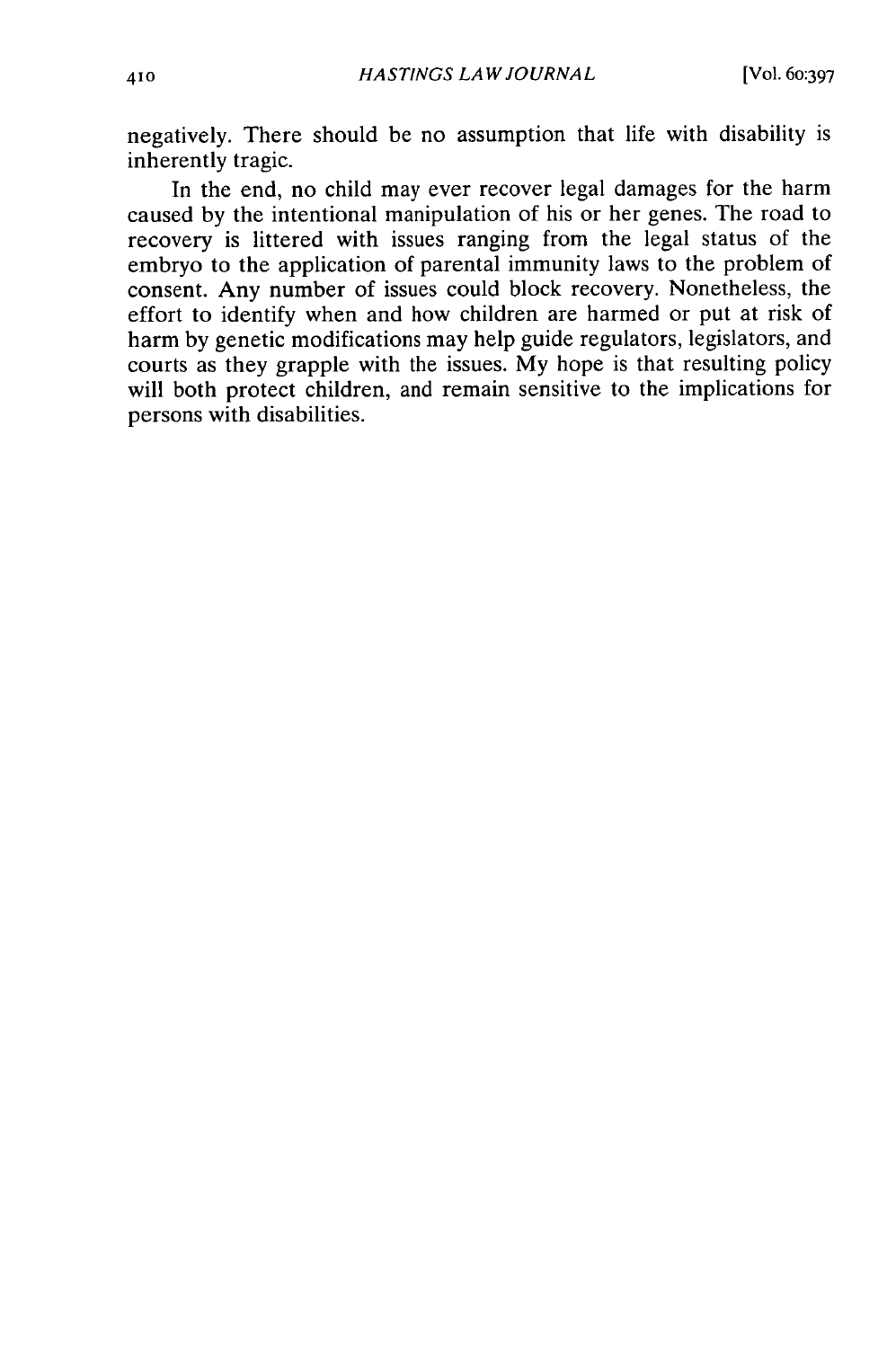negatively. There should be no assumption that life with disability is inherently tragic.

In the end, no child may ever recover legal damages for the harm caused by the intentional manipulation of his or her genes. The road to recovery is littered with issues ranging from the legal status of the embryo to the application of parental immunity laws to the problem of consent. Any number of issues could block recovery. Nonetheless, the effort to identify when and how children are harmed or put at risk of harm by genetic modifications may help guide regulators, legislators, and courts as they grapple with the issues. My hope is that resulting policy will both protect children, and remain sensitive to the implications for persons with disabilities.